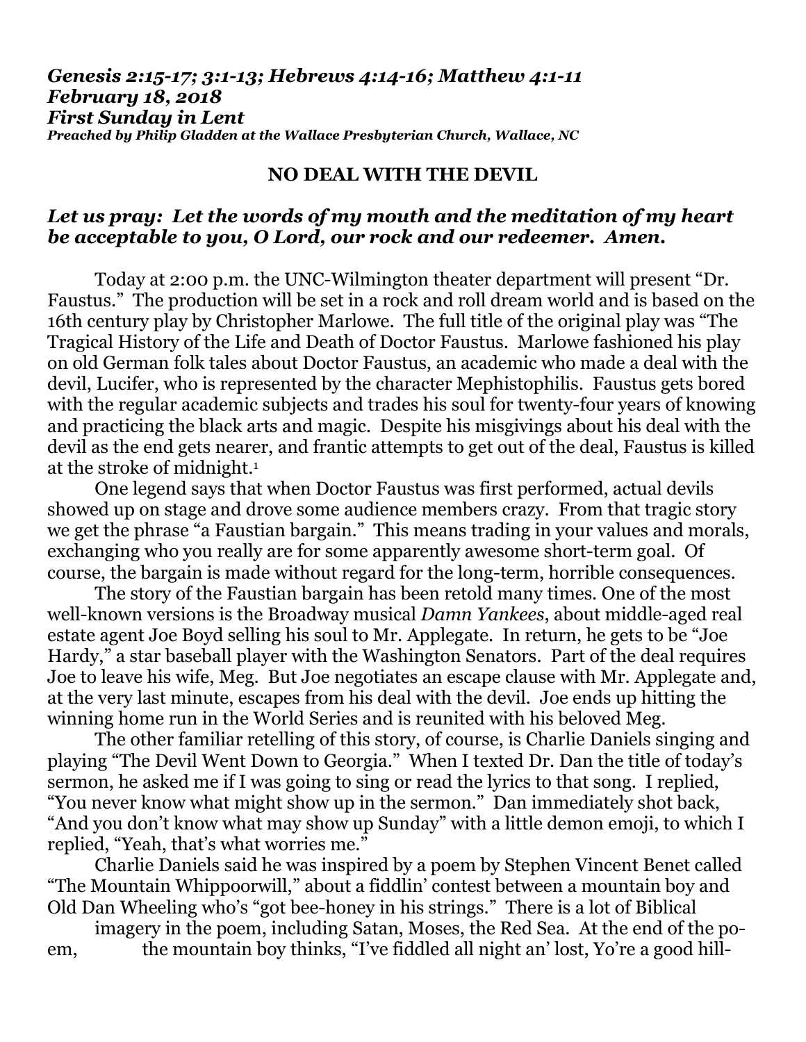***Genesis 2:15-17; 3:1-13; Hebrews 4:14-16; Matthew 4:1-11***
***February 18, 2018***
***First Sunday in Lent***
***Preached by Philip Gladden at the Wallace Presbyterian Church, Wallace, NC***

## NO DEAL WITH THE DEVIL

***Let us pray: Let the words of my mouth and the meditation of my heart be acceptable to you, O Lord, our rock and our redeemer. Amen.***

Today at 2:00 p.m. the UNC-Wilmington theater department will present "Dr. Faustus." The production will be set in a rock and roll dream world and is based on the 16th century play by Christopher Marlowe. The full title of the original play was "The Tragical History of the Life and Death of Doctor Faustus. Marlowe fashioned his play on old German folk tales about Doctor Faustus, an academic who made a deal with the devil, Lucifer, who is represented by the character Mephistophilis. Faustus gets bored with the regular academic subjects and trades his soul for twenty-four years of knowing and practicing the black arts and magic. Despite his misgivings about his deal with the devil as the end gets nearer, and frantic attempts to get out of the deal, Faustus is killed at the stroke of midnight.[1]

One legend says that when Doctor Faustus was first performed, actual devils showed up on stage and drove some audience members crazy. From that tragic story we get the phrase "a Faustian bargain." This means trading in your values and morals, exchanging who you really are for some apparently awesome short-term goal. Of course, the bargain is made without regard for the long-term, horrible consequences.

The story of the Faustian bargain has been retold many times. One of the most well-known versions is the Broadway musical *Damn Yankees*, about middle-aged real estate agent Joe Boyd selling his soul to Mr. Applegate. In return, he gets to be "Joe Hardy," a star baseball player with the Washington Senators. Part of the deal requires Joe to leave his wife, Meg. But Joe negotiates an escape clause with Mr. Applegate and, at the very last minute, escapes from his deal with the devil. Joe ends up hitting the winning home run in the World Series and is reunited with his beloved Meg.

The other familiar retelling of this story, of course, is Charlie Daniels singing and playing "The Devil Went Down to Georgia." When I texted Dr. Dan the title of today's sermon, he asked me if I was going to sing or read the lyrics to that song. I replied, "You never know what might show up in the sermon." Dan immediately shot back, "And you don't know what may show up Sunday" with a little demon emoji, to which I replied, "Yeah, that's what worries me."

Charlie Daniels said he was inspired by a poem by Stephen Vincent Benet called "The Mountain Whippoorwill," about a fiddlin' contest between a mountain boy and Old Dan Wheeling who's "got bee-honey in his strings." There is a lot of Biblical imagery in the poem, including Satan, Moses, the Red Sea. At the end of the poem, the mountain boy thinks, "I've fiddled all night an' lost, Yo're a good hill-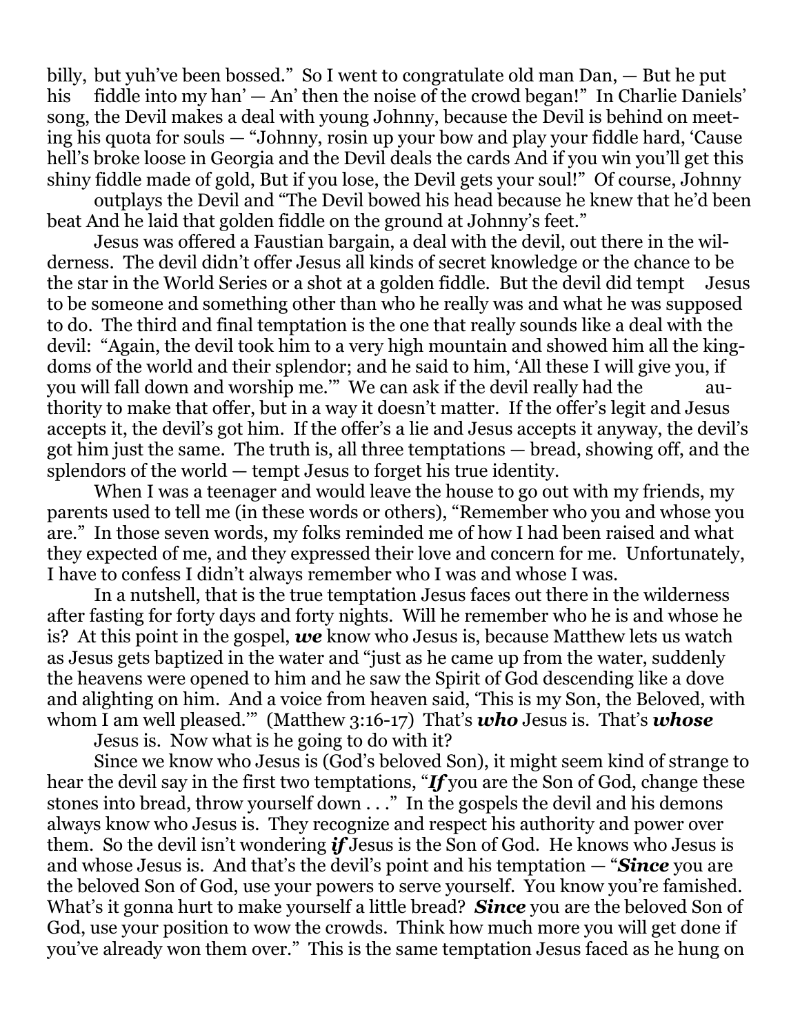billy, but yuh've been bossed." So I went to congratulate old man Dan, — But he put his fiddle into my han' — An' then the noise of the crowd began!" In Charlie Daniels' song, the Devil makes a deal with young Johnny, because the Devil is behind on meeting his quota for souls — "Johnny, rosin up your bow and play your fiddle hard, 'Cause hell's broke loose in Georgia and the Devil deals the cards And if you win you'll get this shiny fiddle made of gold, But if you lose, the Devil gets your soul!" Of course, Johnny outplays the Devil and "The Devil bowed his head because he knew that he'd been beat And he laid that golden fiddle on the ground at Johnny's feet."

Jesus was offered a Faustian bargain, a deal with the devil, out there in the wilderness. The devil didn't offer Jesus all kinds of secret knowledge or the chance to be the star in the World Series or a shot at a golden fiddle. But the devil did tempt Jesus to be someone and something other than who he really was and what he was supposed to do. The third and final temptation is the one that really sounds like a deal with the devil: "Again, the devil took him to a very high mountain and showed him all the kingdoms of the world and their splendor; and he said to him, 'All these I will give you, if you will fall down and worship me.'" We can ask if the devil really had the authority to make that offer, but in a way it doesn't matter. If the offer's legit and Jesus accepts it, the devil's got him. If the offer's a lie and Jesus accepts it anyway, the devil's got him just the same. The truth is, all three temptations — bread, showing off, and the splendors of the world — tempt Jesus to forget his true identity.

When I was a teenager and would leave the house to go out with my friends, my parents used to tell me (in these words or others), "Remember who you and whose you are." In those seven words, my folks reminded me of how I had been raised and what they expected of me, and they expressed their love and concern for me. Unfortunately, I have to confess I didn't always remember who I was and whose I was.

In a nutshell, that is the true temptation Jesus faces out there in the wilderness after fasting for forty days and forty nights. Will he remember who he is and whose he is? At this point in the gospel, ***we*** know who Jesus is, because Matthew lets us watch as Jesus gets baptized in the water and "just as he came up from the water, suddenly the heavens were opened to him and he saw the Spirit of God descending like a dove and alighting on him. And a voice from heaven said, 'This is my Son, the Beloved, with whom I am well pleased.'" (Matthew 3:16-17) That's ***who*** Jesus is. That's ***whose*** Jesus is. Now what is he going to do with it?

Since we know who Jesus is (God's beloved Son), it might seem kind of strange to hear the devil say in the first two temptations, "***If*** you are the Son of God, change these stones into bread, throw yourself down . . ." In the gospels the devil and his demons always know who Jesus is. They recognize and respect his authority and power over them. So the devil isn't wondering ***if*** Jesus is the Son of God. He knows who Jesus is and whose Jesus is. And that's the devil's point and his temptation — "***Since*** you are the beloved Son of God, use your powers to serve yourself. You know you're famished. What's it gonna hurt to make yourself a little bread? ***Since*** you are the beloved Son of God, use your position to wow the crowds. Think how much more you will get done if you've already won them over." This is the same temptation Jesus faced as he hung on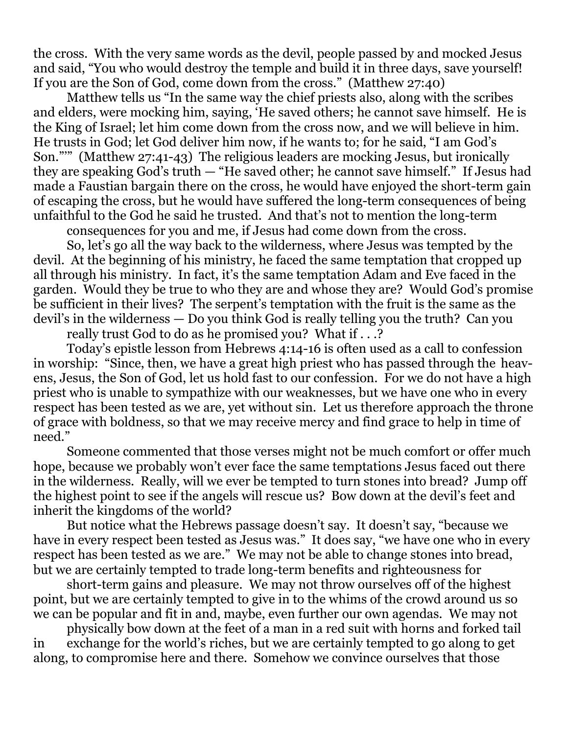the cross. With the very same words as the devil, people passed by and mocked Jesus and said, "You who would destroy the temple and build it in three days, save yourself! If you are the Son of God, come down from the cross." (Matthew 27:40)

Matthew tells us "In the same way the chief priests also, along with the scribes and elders, were mocking him, saying, 'He saved others; he cannot save himself. He is the King of Israel; let him come down from the cross now, and we will believe in him. He trusts in God; let God deliver him now, if he wants to; for he said, "I am God's Son."'" (Matthew 27:41-43) The religious leaders are mocking Jesus, but ironically they are speaking God's truth — "He saved other; he cannot save himself." If Jesus had made a Faustian bargain there on the cross, he would have enjoyed the short-term gain of escaping the cross, but he would have suffered the long-term consequences of being unfaithful to the God he said he trusted. And that's not to mention the long-term consequences for you and me, if Jesus had come down from the cross.

So, let's go all the way back to the wilderness, where Jesus was tempted by the devil. At the beginning of his ministry, he faced the same temptation that cropped up all through his ministry. In fact, it's the same temptation Adam and Eve faced in the garden. Would they be true to who they are and whose they are? Would God's promise be sufficient in their lives? The serpent's temptation with the fruit is the same as the devil's in the wilderness — Do you think God is really telling you the truth? Can you really trust God to do as he promised you? What if . . .?

Today's epistle lesson from Hebrews 4:14-16 is often used as a call to confession in worship: "Since, then, we have a great high priest who has passed through the heavens, Jesus, the Son of God, let us hold fast to our confession. For we do not have a high priest who is unable to sympathize with our weaknesses, but we have one who in every respect has been tested as we are, yet without sin. Let us therefore approach the throne of grace with boldness, so that we may receive mercy and find grace to help in time of need."

Someone commented that those verses might not be much comfort or offer much hope, because we probably won't ever face the same temptations Jesus faced out there in the wilderness. Really, will we ever be tempted to turn stones into bread? Jump off the highest point to see if the angels will rescue us? Bow down at the devil's feet and inherit the kingdoms of the world?

But notice what the Hebrews passage doesn't say. It doesn't say, "because we have in every respect been tested as Jesus was." It does say, "we have one who in every respect has been tested as we are." We may not be able to change stones into bread, but we are certainly tempted to trade long-term benefits and righteousness for short-term gains and pleasure. We may not throw ourselves off of the highest point, but we are certainly tempted to give in to the whims of the crowd around us so we can be popular and fit in and, maybe, even further our own agendas. We may not physically bow down at the feet of a man in a red suit with horns and forked tail in exchange for the world's riches, but we are certainly tempted to go along to get along, to compromise here and there. Somehow we convince ourselves that those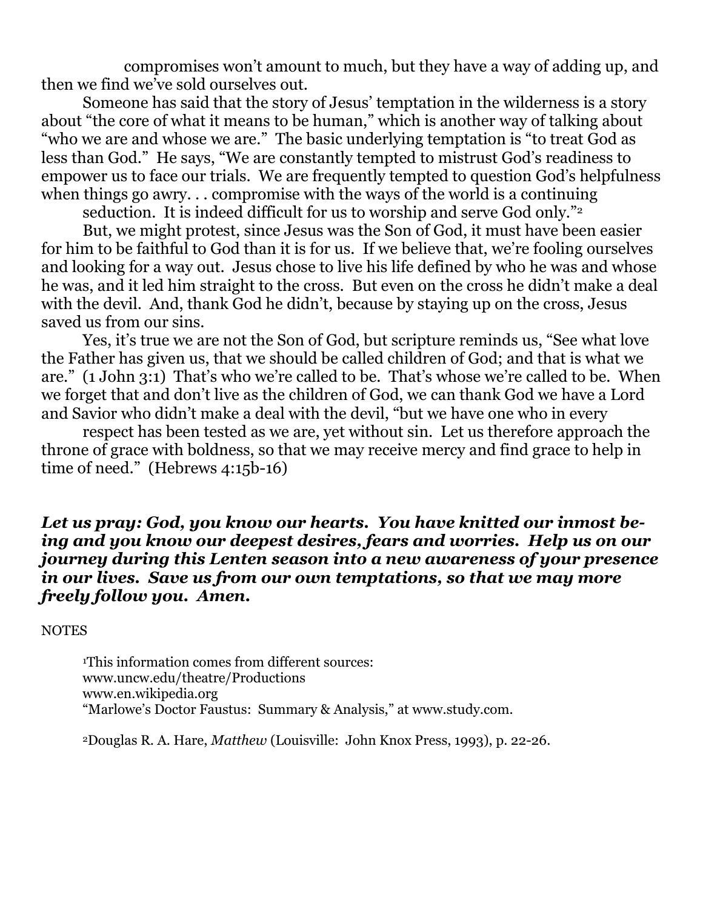compromises won't amount to much, but they have a way of adding up, and then we find we've sold ourselves out.

Someone has said that the story of Jesus' temptation in the wilderness is a story about "the core of what it means to be human," which is another way of talking about "who we are and whose we are." The basic underlying temptation is "to treat God as less than God." He says, "We are constantly tempted to mistrust God's readiness to empower us to face our trials. We are frequently tempted to question God's helpfulness when things go awry. . . compromise with the ways of the world is a continuing seduction. It is indeed difficult for us to worship and serve God only."[2]

But, we might protest, since Jesus was the Son of God, it must have been easier for him to be faithful to God than it is for us. If we believe that, we're fooling ourselves and looking for a way out. Jesus chose to live his life defined by who he was and whose he was, and it led him straight to the cross. But even on the cross he didn't make a deal with the devil. And, thank God he didn't, because by staying up on the cross, Jesus saved us from our sins.

Yes, it's true we are not the Son of God, but scripture reminds us, "See what love the Father has given us, that we should be called children of God; and that is what we are." (1 John 3:1) That's who we're called to be. That's whose we're called to be. When we forget that and don't live as the children of God, we can thank God we have a Lord and Savior who didn't make a deal with the devil, "but we have one who in every respect has been tested as we are, yet without sin. Let us therefore approach the throne of grace with boldness, so that we may receive mercy and find grace to help in time of need." (Hebrews 4:15b-16)

***Let us pray: God, you know our hearts. You have knitted our inmost being and you know our deepest desires, fears and worries. Help us on our journey during this Lenten season into a new awareness of your presence in our lives. Save us from our own temptations, so that we may more freely follow you. Amen.***

NOTES

[1]This information comes from different sources:
www.uncw.edu/theatre/Productions
www.en.wikipedia.org
"Marlowe's Doctor Faustus: Summary & Analysis," at www.study.com.

[2]Douglas R. A. Hare, *Matthew* (Louisville: John Knox Press, 1993), p. 22-26.